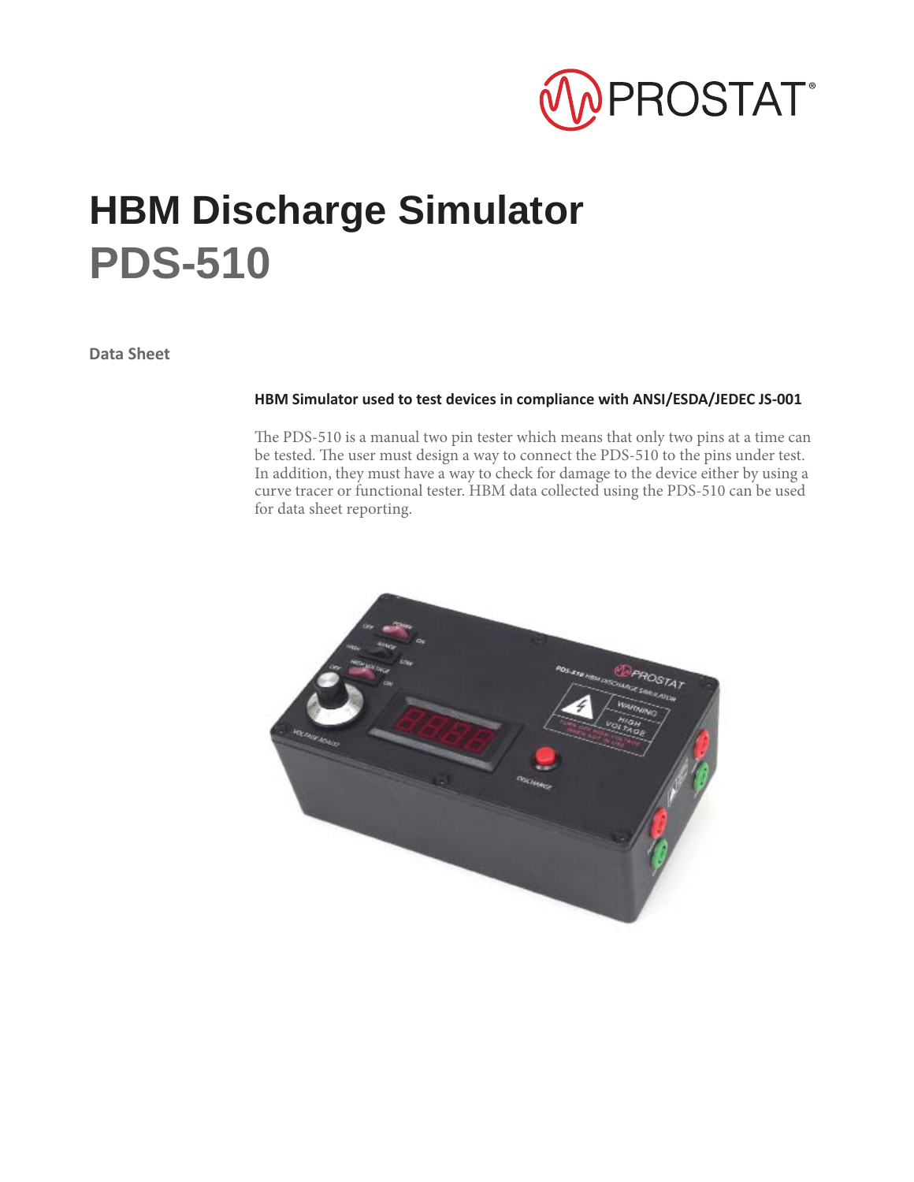# HBM Discharge Simulator

## PDS-510

**Data Sheet**

**HBM Simulator used to test devices in compliance with ANSI/ESDA/JEDEC JS-001**

The PDS-510 is a manual two pin tester which means that only two pins at a time can be tested. The user must design a way to connect the PDS-510 to the pins under test. In addition, they must have a way to check for damage to the device either by using a curve tracer or functional tester. HBM data collected using the PDS-510 can be used for data sheet reporting.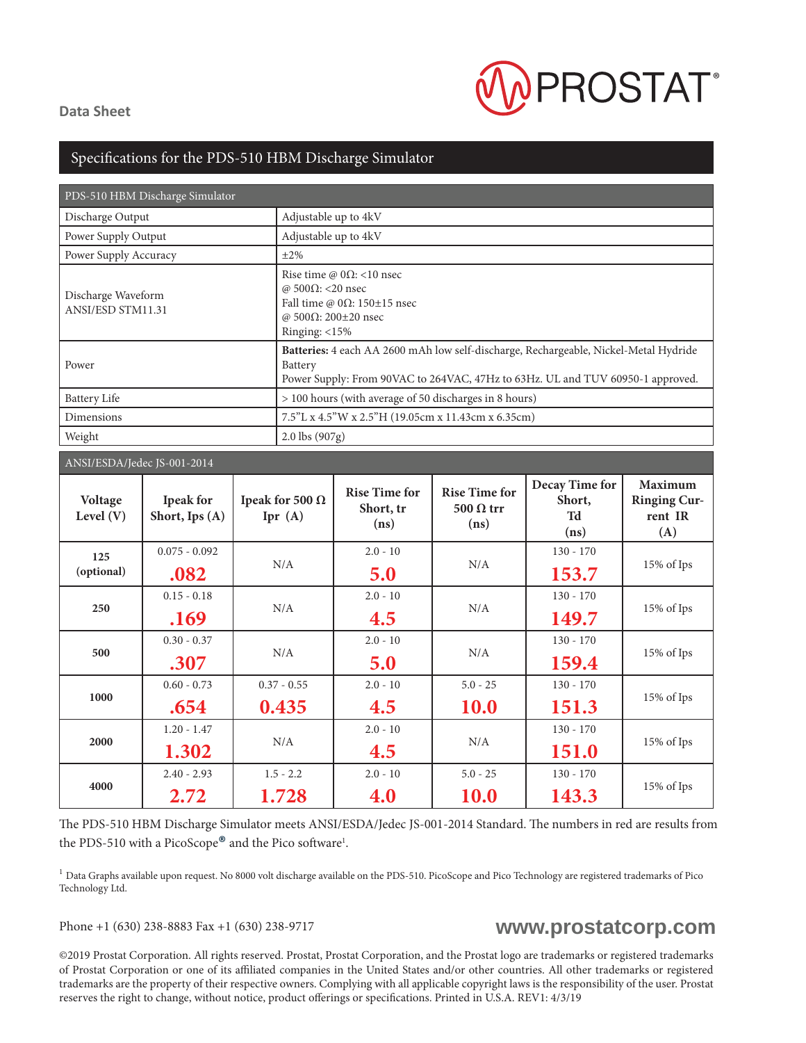**Data Sheet**

PROSTAT®

## Specifications for the PDS-510 HBM Discharge Simulator

| PDS-510 HBM Discharge Simulator | |
|---|---|
| Discharge Output | Adjustable up to 4kV |
| Power Supply Output | Adjustable up to 4kV |
| Power Supply Accuracy | ±2% |
| Discharge Waveform ANSI/ESD STM11.31 | Rise time @ 0Ω: <10 nsec<br>@ 500Ω: <20 nsec<br>Fall time @ 0Ω: 150±15 nsec<br>@ 500Ω: 200±20 nsec<br>Ringing: <15% |
| Power | **Batteries:** 4 each AA 2600 mAh low self-discharge, Rechargeable, Nickel-Metal Hydride Battery<br>Power Supply: From 90VAC to 264VAC, 47Hz to 63Hz. UL and TUV 60950-1 approved. |
| Battery Life | > 100 hours (with average of 50 discharges in 8 hours) |
| Dimensions | 7.5"L x 4.5"W x 2.5"H (19.05cm x 11.43cm x 6.35cm) |
| Weight | 2.0 lbs (907g) |

ANSI/ESDA/Jedec JS-001-2014

| Voltage Level (V) | Ipeak for Short, Ips (A) | Ipeak for 500 Ω Ipr (A) | Rise Time for Short, tr (ns) | Rise Time for 500 Ω trr (ns) | Decay Time for Short, Td (ns) | Maximum Ringing Current IR (A) |
|---|---|---|---|---|---|---|
| 125 (optional) | 0.075 - 0.092<br>**.082** | N/A | 2.0 - 10<br>**5.0** | N/A | 130 - 170<br>**153.7** | 15% of Ips |
| 250 | 0.15 - 0.18<br>**.169** | N/A | 2.0 - 10<br>**4.5** | N/A | 130 - 170<br>**149.7** | 15% of Ips |
| 500 | 0.30 - 0.37<br>**.307** | N/A | 2.0 - 10<br>**5.0** | N/A | 130 - 170<br>**159.4** | 15% of Ips |
| 1000 | 0.60 - 0.73<br>**.654** | 0.37 - 0.55<br>**0.435** | 2.0 - 10<br>**4.5** | 5.0 - 25<br>**10.0** | 130 - 170<br>**151.3** | 15% of Ips |
| 2000 | 1.20 - 1.47<br>**1.302** | N/A | 2.0 - 10<br>**4.5** | N/A | 130 - 170<br>**151.0** | 15% of Ips |
| 4000 | 2.40 - 2.93<br>**2.72** | 1.5 - 2.2<br>**1.728** | 2.0 - 10<br>**4.0** | 5.0 - 25<br>**10.0** | 130 - 170<br>**143.3** | 15% of Ips |

The PDS-510 HBM Discharge Simulator meets ANSI/ESDA/Jedec JS-001-2014 Standard. The numbers in red are results from the PDS-510 with a PicoScope® and the Pico software[1].

[1] Data Graphs available upon request. No 8000 volt discharge available on the PDS-510. PicoScope and Pico Technology are registered trademarks of Pico Technology Ltd.

Phone +1 (630) 238-8883 Fax +1 (630) 238-9717

**www.prostatcorp.com**

©2019 Prostat Corporation. All rights reserved. Prostat, Prostat Corporation, and the Prostat logo are trademarks or registered trademarks of Prostat Corporation or one of its affiliated companies in the United States and/or other countries. All other trademarks or registered trademarks are the property of their respective owners. Complying with all applicable copyright laws is the responsibility of the user. Prostat reserves the right to change, without notice, product offerings or specifications. Printed in U.S.A. REV1: 4/3/19